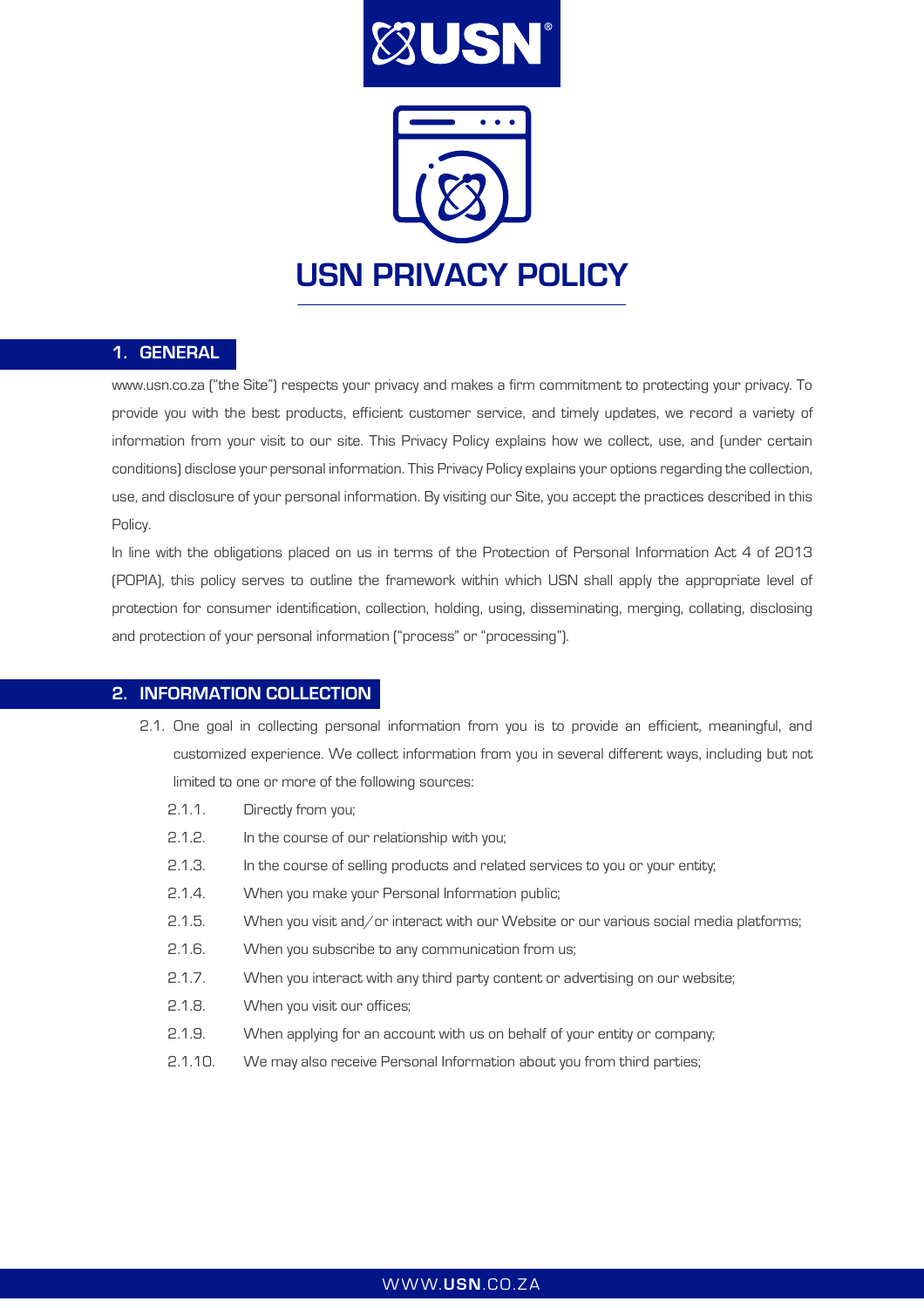# USN PRIVACY POLICY

## 1. GENERAL

www.usn.co.za ("the Site") respects your privacy and makes a firm commitment to protecting your privacy. To provide you with the best products, efficient customer service, and timely updates, we record a variety of information from your visit to our site. This Privacy Policy explains how we collect, use, and (under certain conditions) disclose your personal information. This Privacy Policy explains your options regarding the collection, use, and disclosure of your personal information. By visiting our Site, you accept the practices described in this Policy.

In line with the obligations placed on us in terms of the Protection of Personal Information Act 4 of 2013 (POPIA), this policy serves to outline the framework within which USN shall apply the appropriate level of protection for consumer identification, collection, holding, using, disseminating, merging, collating, disclosing and protection of your personal information ("process" or "processing").

## 2. INFORMATION COLLECTION

2.1. One goal in collecting personal information from you is to provide an efficient, meaningful, and customized experience. We collect information from you in several different ways, including but not limited to one or more of the following sources:

- 2.1.1. Directly from you;
- 2.1.2. In the course of our relationship with you;
- 2.1.3. In the course of selling products and related services to you or your entity;
- 2.1.4. When you make your Personal Information public;
- 2.1.5. When you visit and/or interact with our Website or our various social media platforms;
- 2.1.6. When you subscribe to any communication from us;
- 2.1.7. When you interact with any third party content or advertising on our website;
- 2.1.8. When you visit our offices;
- 2.1.9. When applying for an account with us on behalf of your entity or company;
- 2.1.10. We may also receive Personal Information about you from third parties;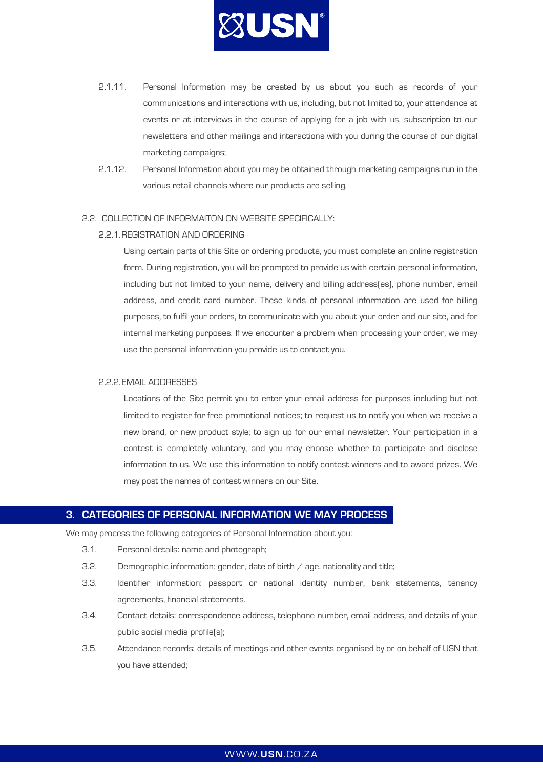2.1.11. Personal Information may be created by us about you such as records of your communications and interactions with us, including, but not limited to, your attendance at events or at interviews in the course of applying for a job with us, subscription to our newsletters and other mailings and interactions with you during the course of our digital marketing campaigns;

2.1.12. Personal Information about you may be obtained through marketing campaigns run in the various retail channels where our products are selling.

2.2. COLLECTION OF INFORMAITON ON WEBSITE SPECIFICALLY:

2.2.1. REGISTRATION AND ORDERING

Using certain parts of this Site or ordering products, you must complete an online registration form. During registration, you will be prompted to provide us with certain personal information, including but not limited to your name, delivery and billing address(es), phone number, email address, and credit card number. These kinds of personal information are used for billing purposes, to fulfil your orders, to communicate with you about your order and our site, and for internal marketing purposes. If we encounter a problem when processing your order, we may use the personal information you provide us to contact you.

2.2.2. EMAIL ADDRESSES

Locations of the Site permit you to enter your email address for purposes including but not limited to register for free promotional notices; to request us to notify you when we receive a new brand, or new product style; to sign up for our email newsletter. Your participation in a contest is completely voluntary, and you may choose whether to participate and disclose information to us. We use this information to notify contest winners and to award prizes. We may post the names of contest winners on our Site.

## 3. CATEGORIES OF PERSONAL INFORMATION WE MAY PROCESS

We may process the following categories of Personal Information about you:

3.1. Personal details: name and photograph;

3.2. Demographic information: gender, date of birth / age, nationality and title;

3.3. Identifier information: passport or national identity number, bank statements, tenancy agreements, financial statements.

3.4. Contact details: correspondence address, telephone number, email address, and details of your public social media profile(s);

3.5. Attendance records: details of meetings and other events organised by or on behalf of USN that you have attended;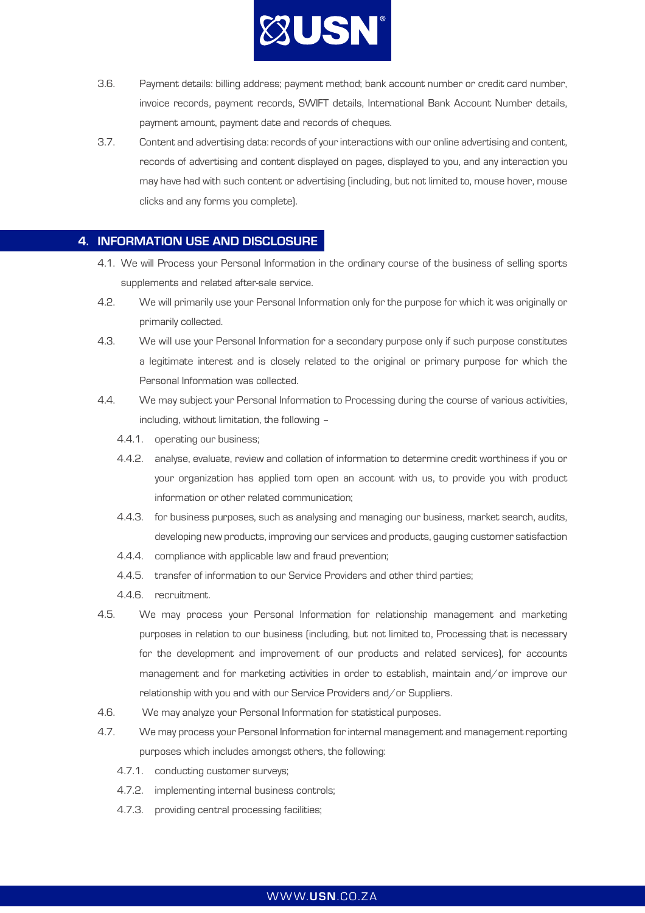3.6. Payment details: billing address; payment method; bank account number or credit card number, invoice records, payment records, SWIFT details, International Bank Account Number details, payment amount, payment date and records of cheques.

3.7. Content and advertising data: records of your interactions with our online advertising and content, records of advertising and content displayed on pages, displayed to you, and any interaction you may have had with such content or advertising (including, but not limited to, mouse hover, mouse clicks and any forms you complete).

## 4. INFORMATION USE AND DISCLOSURE

4.1. We will Process your Personal Information in the ordinary course of the business of selling sports supplements and related after-sale service.

4.2. We will primarily use your Personal Information only for the purpose for which it was originally or primarily collected.

4.3. We will use your Personal Information for a secondary purpose only if such purpose constitutes a legitimate interest and is closely related to the original or primary purpose for which the Personal Information was collected.

4.4. We may subject your Personal Information to Processing during the course of various activities, including, without limitation, the following –

- 4.4.1. operating our business;
- 4.4.2. analyse, evaluate, review and collation of information to determine credit worthiness if you or your organization has applied tom open an account with us, to provide you with product information or other related communication;
- 4.4.3. for business purposes, such as analysing and managing our business, market search, audits, developing new products, improving our services and products, gauging customer satisfaction
- 4.4.4. compliance with applicable law and fraud prevention;
- 4.4.5. transfer of information to our Service Providers and other third parties;
- 4.4.6. recruitment.

4.5. We may process your Personal Information for relationship management and marketing purposes in relation to our business (including, but not limited to, Processing that is necessary for the development and improvement of our products and related services), for accounts management and for marketing activities in order to establish, maintain and/or improve our relationship with you and with our Service Providers and/or Suppliers.

4.6. We may analyze your Personal Information for statistical purposes.

4.7. We may process your Personal Information for internal management and management reporting purposes which includes amongst others, the following:

- 4.7.1. conducting customer surveys;
- 4.7.2. implementing internal business controls;
- 4.7.3. providing central processing facilities;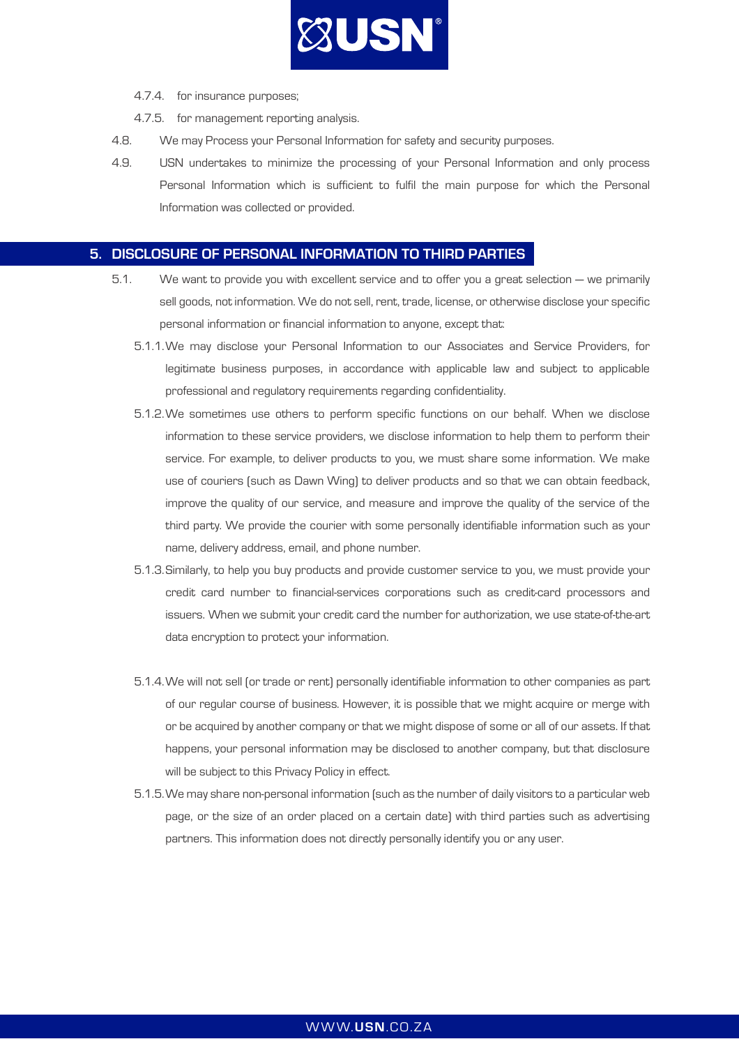4.7.4. for insurance purposes;

4.7.5. for management reporting analysis.

4.8. We may Process your Personal Information for safety and security purposes.

4.9. USN undertakes to minimize the processing of your Personal Information and only process Personal Information which is sufficient to fulfil the main purpose for which the Personal Information was collected or provided.

## 5. DISCLOSURE OF PERSONAL INFORMATION TO THIRD PARTIES

5.1. We want to provide you with excellent service and to offer you a great selection — we primarily sell goods, not information. We do not sell, rent, trade, license, or otherwise disclose your specific personal information or financial information to anyone, except that:

5.1.1. We may disclose your Personal Information to our Associates and Service Providers, for legitimate business purposes, in accordance with applicable law and subject to applicable professional and regulatory requirements regarding confidentiality.

5.1.2. We sometimes use others to perform specific functions on our behalf. When we disclose information to these service providers, we disclose information to help them to perform their service. For example, to deliver products to you, we must share some information. We make use of couriers (such as Dawn Wing) to deliver products and so that we can obtain feedback, improve the quality of our service, and measure and improve the quality of the service of the third party. We provide the courier with some personally identifiable information such as your name, delivery address, email, and phone number.

5.1.3. Similarly, to help you buy products and provide customer service to you, we must provide your credit card number to financial-services corporations such as credit-card processors and issuers. When we submit your credit card the number for authorization, we use state-of-the-art data encryption to protect your information.

5.1.4. We will not sell (or trade or rent) personally identifiable information to other companies as part of our regular course of business. However, it is possible that we might acquire or merge with or be acquired by another company or that we might dispose of some or all of our assets. If that happens, your personal information may be disclosed to another company, but that disclosure will be subject to this Privacy Policy in effect.

5.1.5. We may share non-personal information (such as the number of daily visitors to a particular web page, or the size of an order placed on a certain date) with third parties such as advertising partners. This information does not directly personally identify you or any user.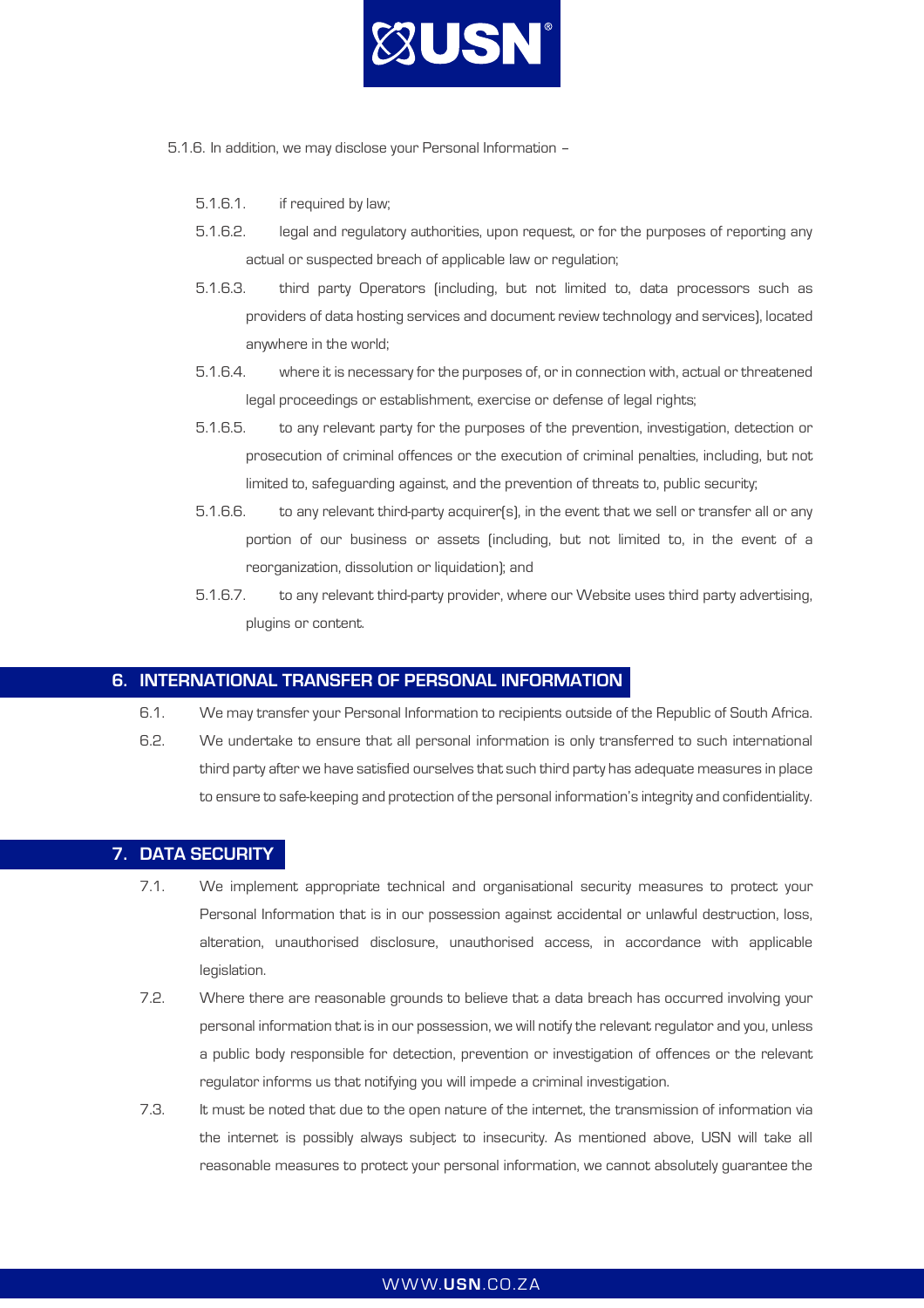5.1.6. In addition, we may disclose your Personal Information –

- 5.1.6.1. if required by law;
- 5.1.6.2. legal and regulatory authorities, upon request, or for the purposes of reporting any actual or suspected breach of applicable law or regulation;
- 5.1.6.3. third party Operators (including, but not limited to, data processors such as providers of data hosting services and document review technology and services), located anywhere in the world;
- 5.1.6.4. where it is necessary for the purposes of, or in connection with, actual or threatened legal proceedings or establishment, exercise or defense of legal rights;
- 5.1.6.5. to any relevant party for the purposes of the prevention, investigation, detection or prosecution of criminal offences or the execution of criminal penalties, including, but not limited to, safeguarding against, and the prevention of threats to, public security;
- 5.1.6.6. to any relevant third-party acquirer(s), in the event that we sell or transfer all or any portion of our business or assets (including, but not limited to, in the event of a reorganization, dissolution or liquidation); and
- 5.1.6.7. to any relevant third-party provider, where our Website uses third party advertising, plugins or content.

## 6. INTERNATIONAL TRANSFER OF PERSONAL INFORMATION

6.1. We may transfer your Personal Information to recipients outside of the Republic of South Africa.

6.2. We undertake to ensure that all personal information is only transferred to such international third party after we have satisfied ourselves that such third party has adequate measures in place to ensure to safe-keeping and protection of the personal information's integrity and confidentiality.

## 7. DATA SECURITY

7.1. We implement appropriate technical and organisational security measures to protect your Personal Information that is in our possession against accidental or unlawful destruction, loss, alteration, unauthorised disclosure, unauthorised access, in accordance with applicable legislation.

7.2. Where there are reasonable grounds to believe that a data breach has occurred involving your personal information that is in our possession, we will notify the relevant regulator and you, unless a public body responsible for detection, prevention or investigation of offences or the relevant regulator informs us that notifying you will impede a criminal investigation.

7.3. It must be noted that due to the open nature of the internet, the transmission of information via the internet is possibly always subject to insecurity. As mentioned above, USN will take all reasonable measures to protect your personal information, we cannot absolutely guarantee the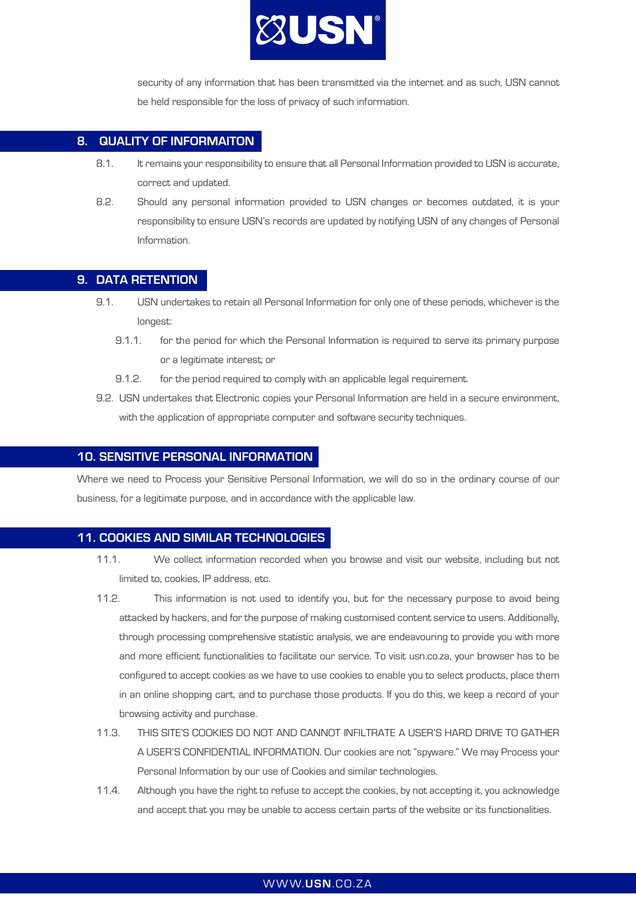security of any information that has been transmitted via the internet and as such, USN cannot be held responsible for the loss of privacy of such information.

## 8. QUALITY OF INFORMAITON

8.1. It remains your responsibility to ensure that all Personal Information provided to USN is accurate, correct and updated.

8.2. Should any personal information provided to USN changes or becomes outdated, it is your responsibility to ensure USN's records are updated by notifying USN of any changes of Personal Information.

## 9. DATA RETENTION

9.1. USN undertakes to retain all Personal Information for only one of these periods, whichever is the longest:

9.1.1. for the period for which the Personal Information is required to serve its primary purpose or a legitimate interest; or

9.1.2. for the period required to comply with an applicable legal requirement.

9.2. USN undertakes that Electronic copies your Personal Information are held in a secure environment, with the application of appropriate computer and software security techniques.

## 10. SENSITIVE PERSONAL INFORMATION

Where we need to Process your Sensitive Personal Information, we will do so in the ordinary course of our business, for a legitimate purpose, and in accordance with the applicable law.

## 11. COOKIES AND SIMILAR TECHNOLOGIES

11.1. We collect information recorded when you browse and visit our website, including but not limited to, cookies, IP address, etc.

11.2. This information is not used to identify you, but for the necessary purpose to avoid being attacked by hackers, and for the purpose of making customised content service to users. Additionally, through processing comprehensive statistic analysis, we are endeavouring to provide you with more and more efficient functionalities to facilitate our service. To visit usn.co.za, your browser has to be configured to accept cookies as we have to use cookies to enable you to select products, place them in an online shopping cart, and to purchase those products. If you do this, we keep a record of your browsing activity and purchase.

11.3. THIS SITE'S COOKIES DO NOT AND CANNOT INFILTRATE A USER'S HARD DRIVE TO GATHER A USER'S CONFIDENTIAL INFORMATION. Our cookies are not "spyware." We may Process your Personal Information by our use of Cookies and similar technologies.

11.4. Although you have the right to refuse to accept the cookies, by not accepting it, you acknowledge and accept that you may be unable to access certain parts of the website or its functionalities.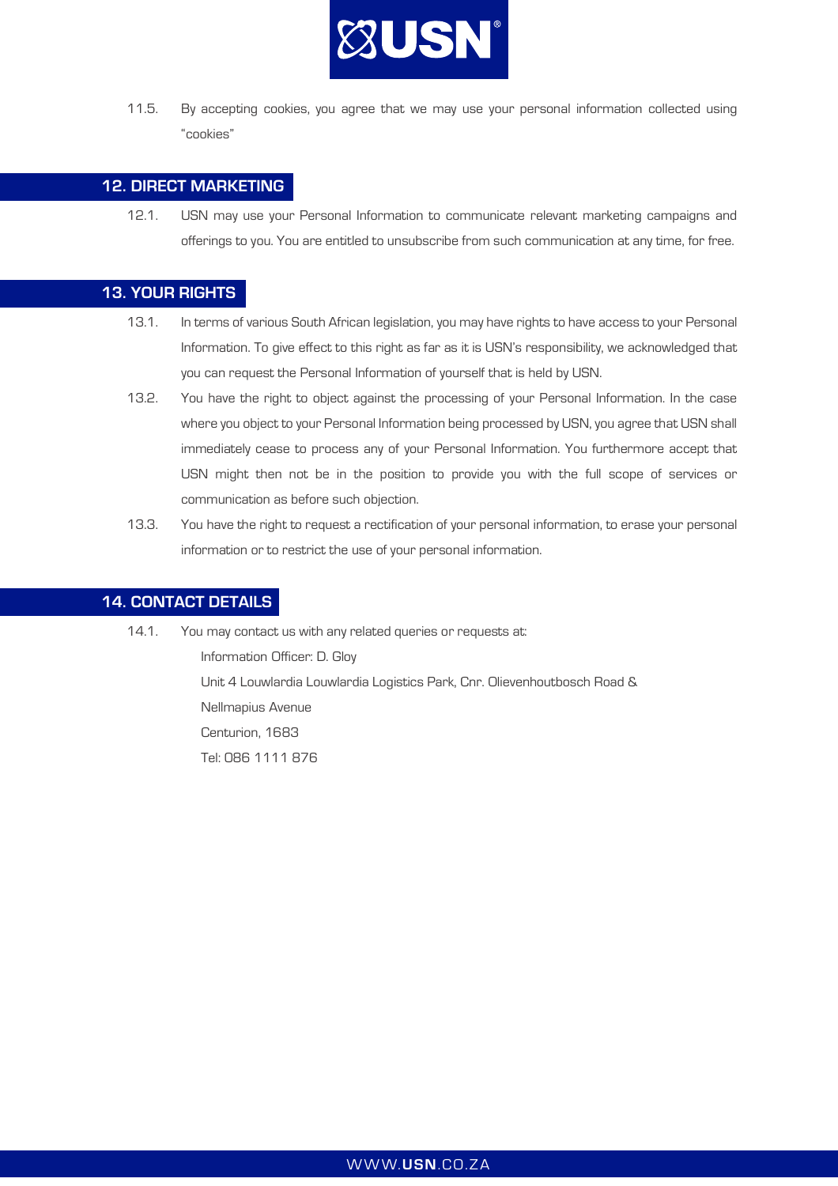11.5. By accepting cookies, you agree that we may use your personal information collected using "cookies"

## 12. DIRECT MARKETING

12.1. USN may use your Personal Information to communicate relevant marketing campaigns and offerings to you. You are entitled to unsubscribe from such communication at any time, for free.

## 13. YOUR RIGHTS

13.1. In terms of various South African legislation, you may have rights to have access to your Personal Information. To give effect to this right as far as it is USN's responsibility, we acknowledged that you can request the Personal Information of yourself that is held by USN.

13.2. You have the right to object against the processing of your Personal Information. In the case where you object to your Personal Information being processed by USN, you agree that USN shall immediately cease to process any of your Personal Information. You furthermore accept that USN might then not be in the position to provide you with the full scope of services or communication as before such objection.

13.3. You have the right to request a rectification of your personal information, to erase your personal information or to restrict the use of your personal information.

## 14. CONTACT DETAILS

14.1. You may contact us with any related queries or requests at:

Information Officer: D. Gloy
Unit 4 Louwlardia Louwlardia Logistics Park, Cnr. Olievenhoutbosch Road &
Nellmapius Avenue
Centurion, 1683
Tel: 086 1111 876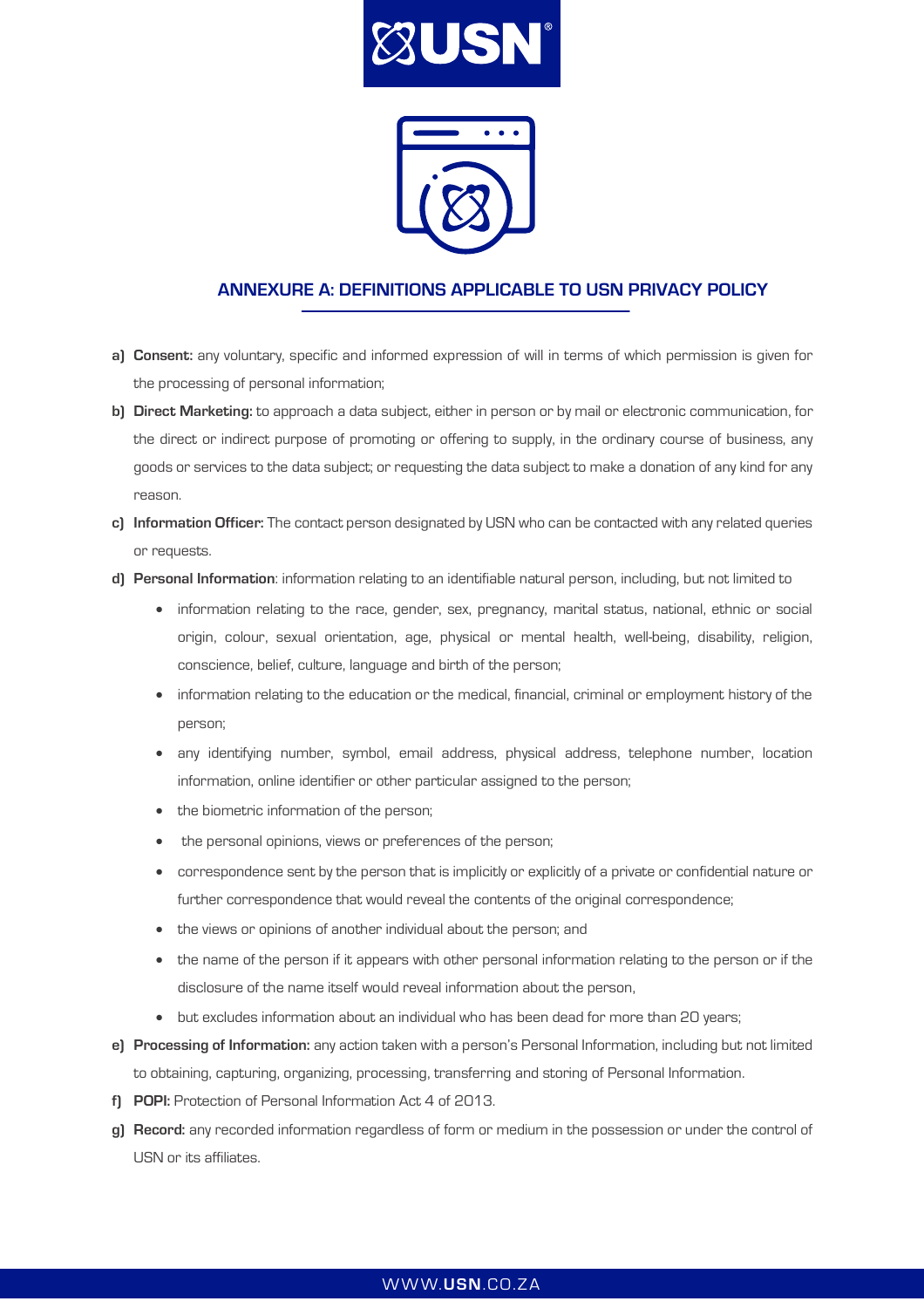## ANNEXURE A: DEFINITIONS APPLICABLE TO USN PRIVACY POLICY

a) **Consent:** any voluntary, specific and informed expression of will in terms of which permission is given for the processing of personal information;

b) **Direct Marketing:** to approach a data subject, either in person or by mail or electronic communication, for the direct or indirect purpose of promoting or offering to supply, in the ordinary course of business, any goods or services to the data subject; or requesting the data subject to make a donation of any kind for any reason.

c) **Information Officer:** The contact person designated by USN who can be contacted with any related queries or requests.

d) **Personal Information**: information relating to an identifiable natural person, including, but not limited to

- information relating to the race, gender, sex, pregnancy, marital status, national, ethnic or social origin, colour, sexual orientation, age, physical or mental health, well-being, disability, religion, conscience, belief, culture, language and birth of the person;
- information relating to the education or the medical, financial, criminal or employment history of the person;
- any identifying number, symbol, email address, physical address, telephone number, location information, online identifier or other particular assigned to the person;
- the biometric information of the person;
- the personal opinions, views or preferences of the person;
- correspondence sent by the person that is implicitly or explicitly of a private or confidential nature or further correspondence that would reveal the contents of the original correspondence;
- the views or opinions of another individual about the person; and
- the name of the person if it appears with other personal information relating to the person or if the disclosure of the name itself would reveal information about the person,
- but excludes information about an individual who has been dead for more than 20 years;

e) **Processing of Information:** any action taken with a person's Personal Information, including but not limited to obtaining, capturing, organizing, processing, transferring and storing of Personal Information.

f) **POPI:** Protection of Personal Information Act 4 of 2013.

g) **Record:** any recorded information regardless of form or medium in the possession or under the control of USN or its affiliates.